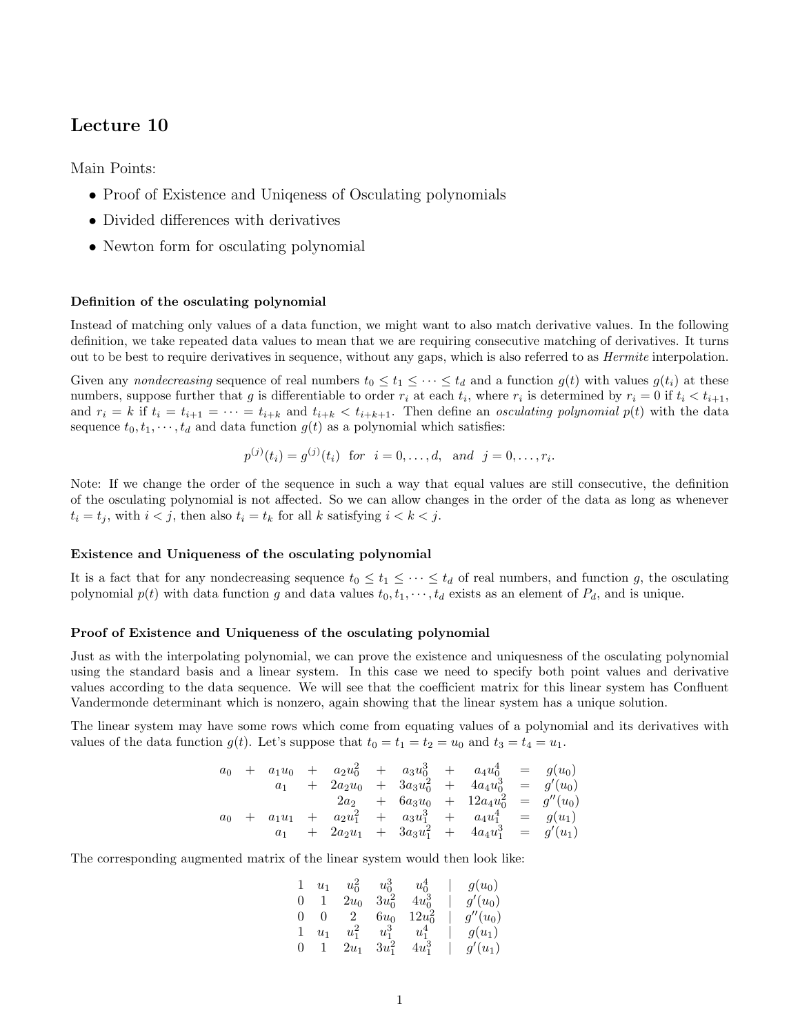# Lecture 10

Main Points:

- Proof of Existence and Uniqeness of Osculating polynomials
- Divided differences with derivatives
- Newton form for osculating polynomial

### Definition of the osculating polynomial

Instead of matching only values of a data function, we might want to also match derivative values. In the following definition, we take repeated data values to mean that we are requiring consecutive matching of derivatives. It turns out to be best to require derivatives in sequence, without any gaps, which is also referred to as *Hermite* interpolation.

Given any *nondecreasing* sequence of real numbers $t_0 \leq t_1 \leq \cdots \leq t_d$ and a function $g(t)$ with values $g(t_i)$ at these numbers, suppose further that $g$ is differentiable to order $r_i$ at each $t_i$, where $r_i$ is determined by $r_i = 0$ if $t_i < t_{i+1}$, and $r_i = k$ if $t_i = t_{i+1} = \cdots = t_{i+k}$ and $t_{i+k} < t_{i+k+1}$. Then define an *osculating polynomial* $p(t)$ with the data sequence $t_0, t_1, \cdots, t_d$ and data function $g(t)$ as a polynomial which satisfies:

$$p^{(j)}(t_i) = g^{(j)}(t_i) \;\; \textit{for} \;\; i = 0, \ldots, d, \;\; \textit{and} \;\; j = 0, \ldots, r_i.$$

Note: If we change the order of the sequence in such a way that equal values are still consecutive, the definition of the osculating polynomial is not affected. So we can allow changes in the order of the data as long as whenever $t_i = t_j$, with $i < j$, then also $t_i = t_k$ for all $k$ satisfying $i < k < j$.

### Existence and Uniqueness of the osculating polynomial

It is a fact that for any nondecreasing sequence $t_0 \leq t_1 \leq \cdots \leq t_d$ of real numbers, and function $g$, the osculating polynomial $p(t)$ with data function $g$ and data values $t_0, t_1, \cdots, t_d$ exists as an element of $P_d$, and is unique.

### Proof of Existence and Uniqueness of the osculating polynomial

Just as with the interpolating polynomial, we can prove the existence and uniquesness of the osculating polynomial using the standard basis and a linear system. In this case we need to specify both point values and derivative values according to the data sequence. We will see that the coefficient matrix for this linear system has Confluent Vandermonde determinant which is nonzero, again showing that the linear system has a unique solution.

The linear system may have some rows which come from equating values of a polynomial and its derivatives with values of the data function $g(t)$. Let's suppose that $t_0 = t_1 = t_2 = u_0$ and $t_3 = t_4 = u_1$.

$$\begin{array}{ccccccccccc}
a_0 & + & a_1 u_0 & + & a_2 u_0^2 & + & a_3 u_0^3 & + & a_4 u_0^4 & = & g(u_0) \\
 & & a_1 & + & 2a_2 u_0 & + & 3a_3 u_0^2 & + & 4a_4 u_0^3 & = & g'(u_0) \\
 & & & & 2a_2 & + & 6a_3 u_0 & + & 12a_4 u_0^2 & = & g''(u_0) \\
a_0 & + & a_1 u_1 & + & a_2 u_1^2 & + & a_3 u_1^3 & + & a_4 u_1^4 & = & g(u_1) \\
 & & a_1 & + & 2a_2 u_1 & + & 3a_3 u_1^2 & + & 4a_4 u_1^3 & = & g'(u_1)
\end{array}$$

The corresponding augmented matrix of the linear system would then look like:

$$\begin{array}{cccccccc}
1 & u_1 & u_0^2 & u_0^3 & u_0^4 & | & g(u_0) \\
0 & 1 & 2u_0 & 3u_0^2 & 4u_0^3 & | & g'(u_0) \\
0 & 0 & 2 & 6u_0 & 12u_0^2 & | & g''(u_0) \\
1 & u_1 & u_1^2 & u_1^3 & u_1^4 & | & g(u_1) \\
0 & 1 & 2u_1 & 3u_1^2 & 4u_1^3 & | & g'(u_1)
\end{array}$$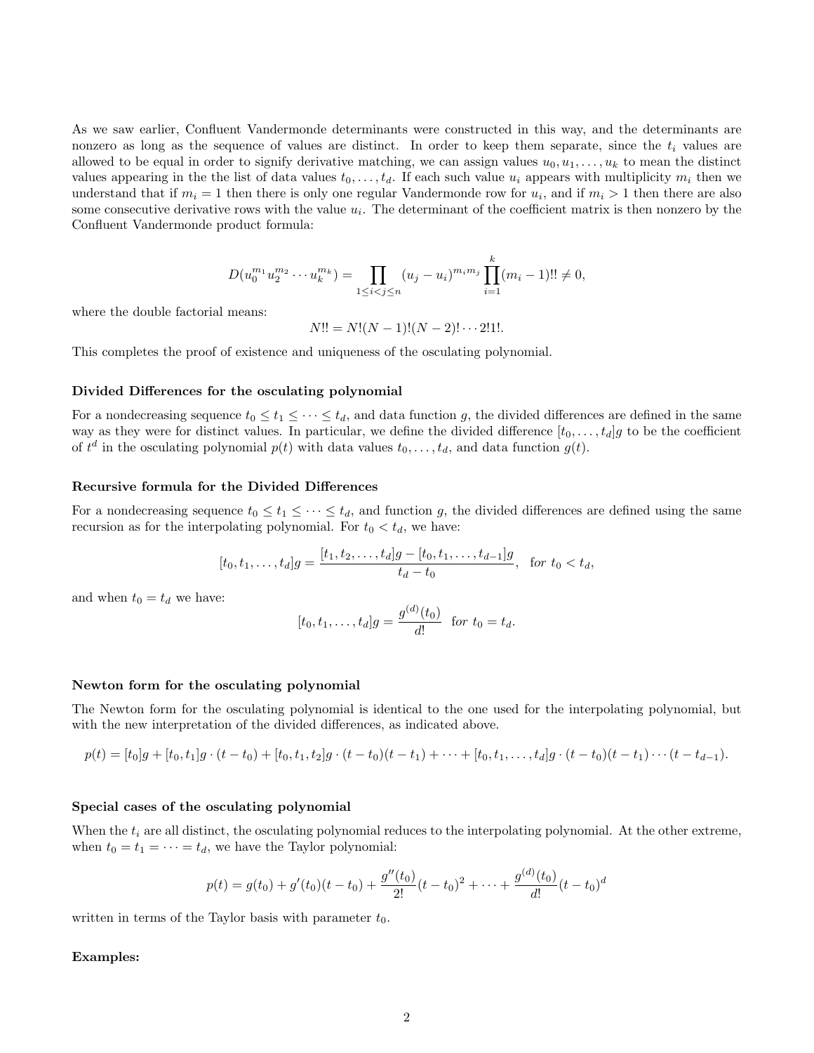As we saw earlier, Confluent Vandermonde determinants were constructed in this way, and the determinants are nonzero as long as the sequence of values are distinct. In order to keep them separate, since the $t_i$ values are allowed to be equal in order to signify derivative matching, we can assign values $u_0, u_1, \ldots, u_k$ to mean the distinct values appearing in the the list of data values $t_0, \ldots, t_d$. If each such value $u_i$ appears with multiplicity $m_i$ then we understand that if $m_i = 1$ then there is only one regular Vandermonde row for $u_i$, and if $m_i > 1$ then there are also some consecutive derivative rows with the value $u_i$. The determinant of the coefficient matrix is then nonzero by the Confluent Vandermonde product formula:

$$D(u_0^{m_1} u_2^{m_2} \cdots u_k^{m_k}) = \prod_{1 \le i < j \le n} (u_j - u_i)^{m_i m_j} \prod_{i=1}^{k} (m_i - 1)!! \neq 0,$$

where the double factorial means:

$$N!! = N!(N-1)!(N-2)! \cdots 2!1!.$$

This completes the proof of existence and uniqueness of the osculating polynomial.

**Divided Differences for the osculating polynomial**

For a nondecreasing sequence $t_0 \le t_1 \le \cdots \le t_d$, and data function $g$, the divided differences are defined in the same way as they were for distinct values. In particular, we define the divided difference $[t_0, \ldots, t_d]g$ to be the coefficient of $t^d$ in the osculating polynomial $p(t)$ with data values $t_0, \ldots, t_d$, and data function $g(t)$.

**Recursive formula for the Divided Differences**

For a nondecreasing sequence $t_0 \le t_1 \le \cdots \le t_d$, and function $g$, the divided differences are defined using the same recursion as for the interpolating polynomial. For $t_0 < t_d$, we have:

$$[t_0, t_1, \ldots, t_d]g = \frac{[t_1, t_2, \ldots, t_d]g - [t_0, t_1, \ldots, t_{d-1}]g}{t_d - t_0}, \quad \textit{for } t_0 < t_d,$$

and when $t_0 = t_d$ we have:

$$[t_0, t_1, \ldots, t_d]g = \frac{g^{(d)}(t_0)}{d!} \quad \textit{for } t_0 = t_d.$$

**Newton form for the osculating polynomial**

The Newton form for the osculating polynomial is identical to the one used for the interpolating polynomial, but with the new interpretation of the divided differences, as indicated above.

$$p(t) = [t_0]g + [t_0, t_1]g \cdot (t - t_0) + [t_0, t_1, t_2]g \cdot (t - t_0)(t - t_1) + \cdots + [t_0, t_1, \ldots, t_d]g \cdot (t - t_0)(t - t_1) \cdots (t - t_{d-1}).$$

**Special cases of the osculating polynomial**

When the $t_i$ are all distinct, the osculating polynomial reduces to the interpolating polynomial. At the other extreme, when $t_0 = t_1 = \cdots = t_d$, we have the Taylor polynomial:

$$p(t) = g(t_0) + g'(t_0)(t - t_0) + \frac{g''(t_0)}{2!}(t - t_0)^2 + \cdots + \frac{g^{(d)}(t_0)}{d!}(t - t_0)^d$$

written in terms of the Taylor basis with parameter $t_0$.

**Examples:**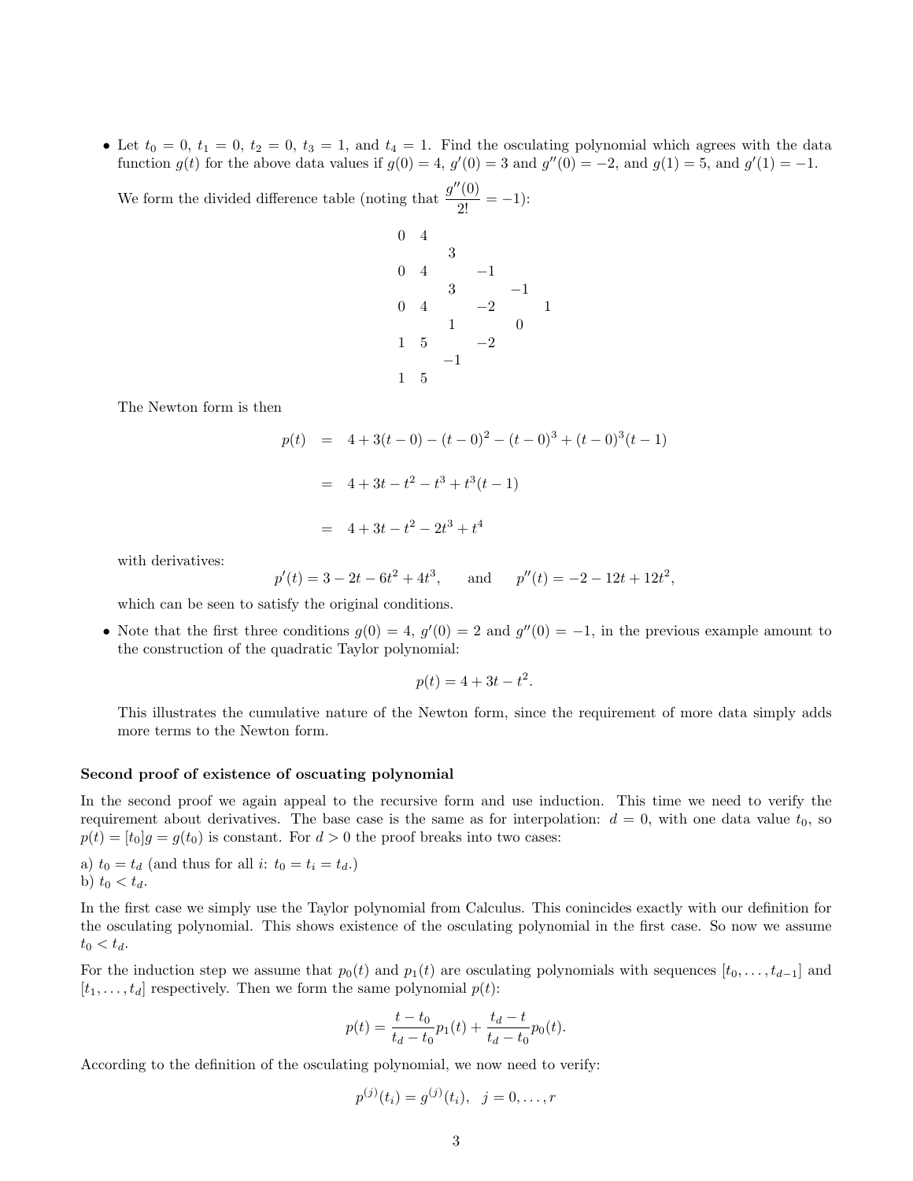- Let $t_0 = 0$, $t_1 = 0$, $t_2 = 0$, $t_3 = 1$, and $t_4 = 1$. Find the osculating polynomial which agrees with the data function $g(t)$ for the above data values if $g(0) = 4$, $g'(0) = 3$ and $g''(0) = -2$, and $g(1) = 5$, and $g'(1) = -1$.

  We form the divided difference table (noting that $\dfrac{g''(0)}{2!} = -1$):

$$
\begin{array}{ccccccc}
0 & 4 & & & & & \\
 & & 3 & & & & \\
0 & 4 & & -1 & & & \\
 & & 3 & & -1 & & \\
0 & 4 & & -2 & & 1 & \\
 & & 1 & & 0 & & \\
1 & 5 & & -2 & & & \\
 & & -1 & & & & \\
1 & 5 & & & & &
\end{array}
$$

  The Newton form is then

$$
\begin{aligned}
p(t) &= 4 + 3(t-0) - (t-0)^2 - (t-0)^3 + (t-0)^3(t-1) \\
&= 4 + 3t - t^2 - t^3 + t^3(t-1) \\
&= 4 + 3t - t^2 - 2t^3 + t^4
\end{aligned}
$$

  with derivatives:

$$
p'(t) = 3 - 2t - 6t^2 + 4t^3, \qquad \text{and} \qquad p''(t) = -2 - 12t + 12t^2,
$$

  which can be seen to satisfy the original conditions.

- Note that the first three conditions $g(0) = 4$, $g'(0) = 2$ and $g''(0) = -1$, in the previous example amount to the construction of the quadratic Taylor polynomial:

$$
p(t) = 4 + 3t - t^2.
$$

  This illustrates the cumulative nature of the Newton form, since the requirement of more data simply adds more terms to the Newton form.

**Second proof of existence of oscuating polynomial**

In the second proof we again appeal to the recursive form and use induction. This time we need to verify the requirement about derivatives. The base case is the same as for interpolation: $d = 0$, with one data value $t_0$, so $p(t) = [t_0]g = g(t_0)$ is constant. For $d > 0$ the proof breaks into two cases:

a) $t_0 = t_d$ (and thus for all $i$: $t_0 = t_i = t_d$.)
b) $t_0 < t_d$.

In the first case we simply use the Taylor polynomial from Calculus. This conincides exactly with our definition for the osculating polynomial. This shows existence of the osculating polynomial in the first case. So now we assume $t_0 < t_d$.

For the induction step we assume that $p_0(t)$ and $p_1(t)$ are osculating polynomials with sequences $[t_0, \ldots, t_{d-1}]$ and $[t_1, \ldots, t_d]$ respectively. Then we form the same polynomial $p(t)$:

$$
p(t) = \frac{t - t_0}{t_d - t_0} p_1(t) + \frac{t_d - t}{t_d - t_0} p_0(t).
$$

According to the definition of the osculating polynomial, we now need to verify:

$$
p^{(j)}(t_i) = g^{(j)}(t_i), \quad j = 0, \ldots, r
$$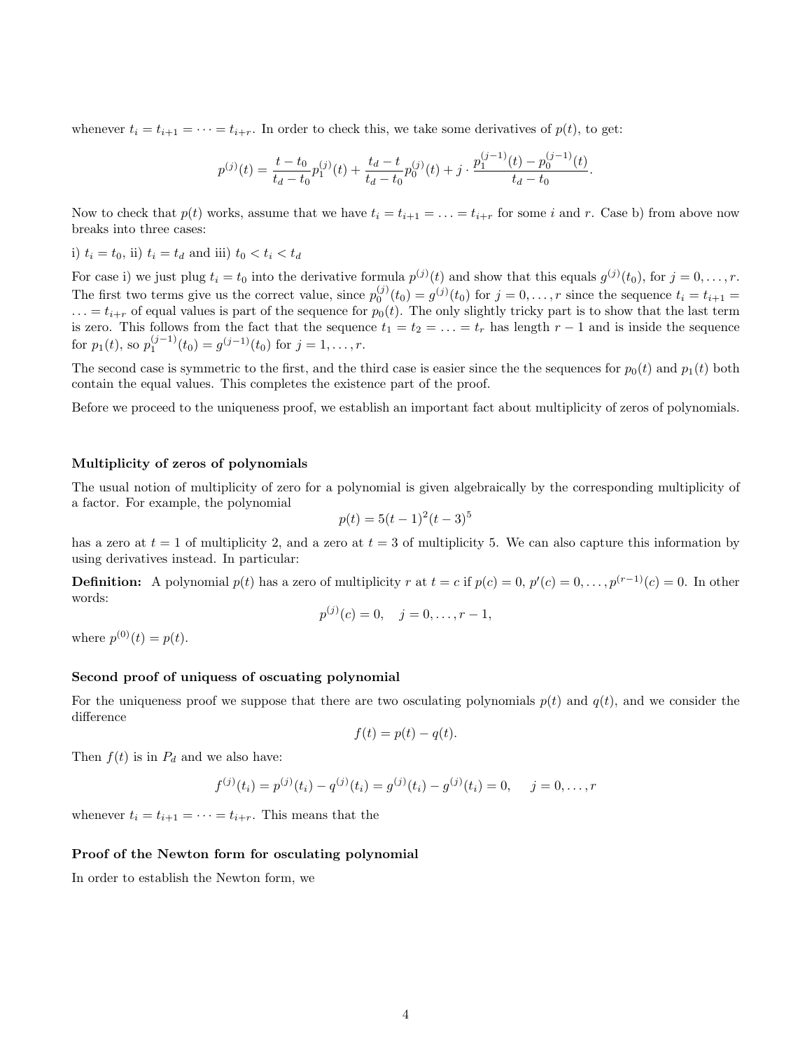whenever $t_i = t_{i+1} = \cdots = t_{i+r}$. In order to check this, we take some derivatives of $p(t)$, to get:

$$p^{(j)}(t) = \frac{t - t_0}{t_d - t_0} p_1^{(j)}(t) + \frac{t_d - t}{t_d - t_0} p_0^{(j)}(t) + j \cdot \frac{p_1^{(j-1)}(t) - p_0^{(j-1)}(t)}{t_d - t_0}.$$

Now to check that $p(t)$ works, assume that we have $t_i = t_{i+1} = \ldots = t_{i+r}$ for some $i$ and $r$. Case b) from above now breaks into three cases:

i) $t_i = t_0$, ii) $t_i = t_d$ and iii) $t_0 < t_i < t_d$

For case i) we just plug $t_i = t_0$ into the derivative formula $p^{(j)}(t)$ and show that this equals $g^{(j)}(t_0)$, for $j = 0, \ldots, r$. The first two terms give us the correct value, since $p_0^{(j)}(t_0) = g^{(j)}(t_0)$ for $j = 0, \ldots, r$ since the sequence $t_i = t_{i+1} = \ldots = t_{i+r}$ of equal values is part of the sequence for $p_0(t)$. The only slightly tricky part is to show that the last term is zero. This follows from the fact that the sequence $t_1 = t_2 = \ldots = t_r$ has length $r - 1$ and is inside the sequence for $p_1(t)$, so $p_1^{(j-1)}(t_0) = g^{(j-1)}(t_0)$ for $j = 1, \ldots, r$.

The second case is symmetric to the first, and the third case is easier since the the sequences for $p_0(t)$ and $p_1(t)$ both contain the equal values. This completes the existence part of the proof.

Before we proceed to the uniqueness proof, we establish an important fact about multiplicity of zeros of polynomials.

### Multiplicity of zeros of polynomials

The usual notion of multiplicity of zero for a polynomial is given algebraically by the corresponding multiplicity of a factor. For example, the polynomial

$$p(t) = 5(t-1)^2(t-3)^5$$

has a zero at $t = 1$ of multiplicity 2, and a zero at $t = 3$ of multiplicity 5. We can also capture this information by using derivatives instead. In particular:

**Definition:** A polynomial $p(t)$ has a zero of multiplicity $r$ at $t = c$ if $p(c) = 0, p'(c) = 0, \ldots, p^{(r-1)}(c) = 0$. In other words:

$$p^{(j)}(c) = 0, \quad j = 0, \ldots, r-1,$$

where $p^{(0)}(t) = p(t)$.

### Second proof of uniquess of oscuating polynomial

For the uniqueness proof we suppose that there are two osculating polynomials $p(t)$ and $q(t)$, and we consider the difference

$$f(t) = p(t) - q(t).$$

Then $f(t)$ is in $P_d$ and we also have:

$$f^{(j)}(t_i) = p^{(j)}(t_i) - q^{(j)}(t_i) = g^{(j)}(t_i) - g^{(j)}(t_i) = 0, \quad j = 0, \ldots, r$$

whenever $t_i = t_{i+1} = \cdots = t_{i+r}$. This means that the

### Proof of the Newton form for osculating polynomial

In order to establish the Newton form, we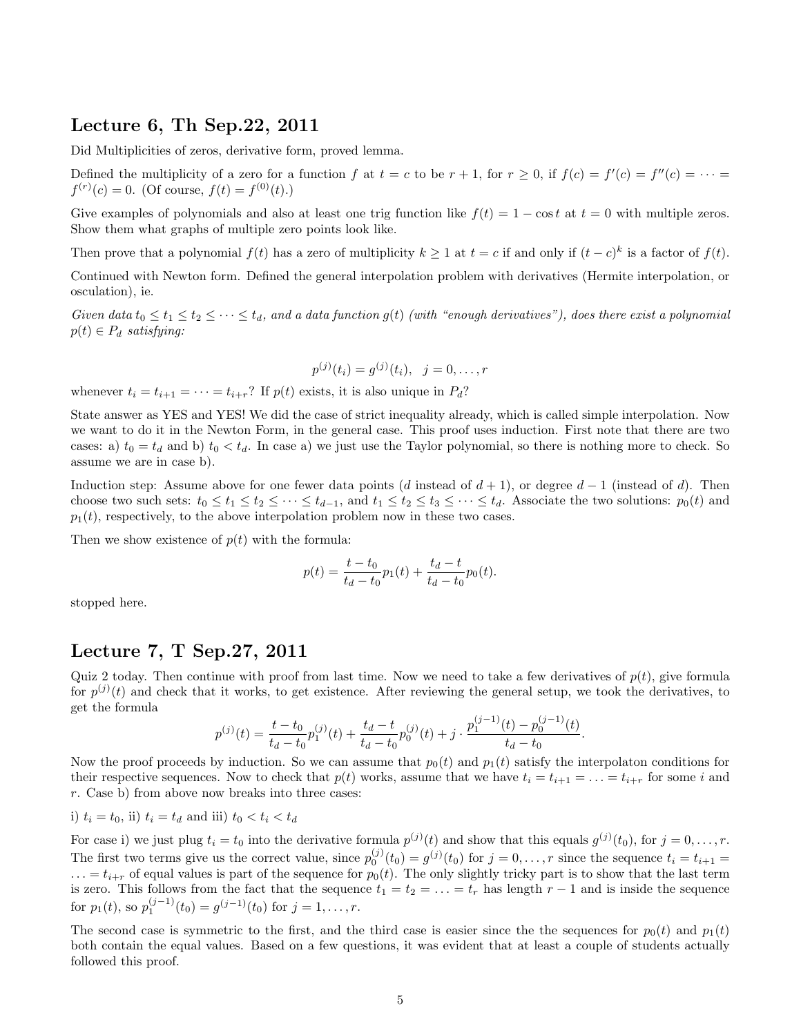## Lecture 6, Th Sep.22, 2011

Did Multiplicities of zeros, derivative form, proved lemma.

Defined the multiplicity of a zero for a function $f$ at $t = c$ to be $r + 1$, for $r \geq 0$, if $f(c) = f'(c) = f''(c) = \cdots = f^{(r)}(c) = 0$. (Of course, $f(t) = f^{(0)}(t)$.)

Give examples of polynomials and also at least one trig function like $f(t) = 1 - \cos t$ at $t = 0$ with multiple zeros. Show them what graphs of multiple zero points look like.

Then prove that a polynomial $f(t)$ has a zero of multiplicity $k \geq 1$ at $t = c$ if and only if $(t - c)^k$ is a factor of $f(t)$.

Continued with Newton form. Defined the general interpolation problem with derivatives (Hermite interpolation, or osculation), ie.

*Given data $t_0 \leq t_1 \leq t_2 \leq \cdots \leq t_d$, and a data function $g(t)$ (with "enough derivatives"), does there exist a polynomial $p(t) \in P_d$ satisfying:*

$$p^{(j)}(t_i) = g^{(j)}(t_i), \quad j = 0, \dots, r$$

whenever $t_i = t_{i+1} = \cdots = t_{i+r}$? If $p(t)$ exists, it is also unique in $P_d$?

State answer as YES and YES! We did the case of strict inequality already, which is called simple interpolation. Now we want to do it in the Newton Form, in the general case. This proof uses induction. First note that there are two cases: a) $t_0 = t_d$ and b) $t_0 < t_d$. In case a) we just use the Taylor polynomial, so there is nothing more to check. So assume we are in case b).

Induction step: Assume above for one fewer data points ($d$ instead of $d + 1$), or degree $d - 1$ (instead of $d$). Then choose two such sets: $t_0 \leq t_1 \leq t_2 \leq \cdots \leq t_{d-1}$, and $t_1 \leq t_2 \leq t_3 \leq \cdots \leq t_d$. Associate the two solutions: $p_0(t)$ and $p_1(t)$, respectively, to the above interpolation problem now in these two cases.

Then we show existence of $p(t)$ with the formula:

$$p(t) = \frac{t - t_0}{t_d - t_0} p_1(t) + \frac{t_d - t}{t_d - t_0} p_0(t).$$

stopped here.

## Lecture 7, T Sep.27, 2011

Quiz 2 today. Then continue with proof from last time. Now we need to take a few derivatives of $p(t)$, give formula for $p^{(j)}(t)$ and check that it works, to get existence. After reviewing the general setup, we took the derivatives, to get the formula

$$p^{(j)}(t) = \frac{t - t_0}{t_d - t_0} p_1^{(j)}(t) + \frac{t_d - t}{t_d - t_0} p_0^{(j)}(t) + j \cdot \frac{p_1^{(j-1)}(t) - p_0^{(j-1)}(t)}{t_d - t_0}.$$

Now the proof proceeds by induction. So we can assume that $p_0(t)$ and $p_1(t)$ satisfy the interpolaton conditions for their respective sequences. Now to check that $p(t)$ works, assume that we have $t_i = t_{i+1} = \ldots = t_{i+r}$ for some $i$ and $r$. Case b) from above now breaks into three cases:

i) $t_i = t_0$, ii) $t_i = t_d$ and iii) $t_0 < t_i < t_d$

For case i) we just plug $t_i = t_0$ into the derivative formula $p^{(j)}(t)$ and show that this equals $g^{(j)}(t_0)$, for $j = 0, \dots, r$. The first two terms give us the correct value, since $p_0^{(j)}(t_0) = g^{(j)}(t_0)$ for $j = 0, \dots, r$ since the sequence $t_i = t_{i+1} = \ldots = t_{i+r}$ of equal values is part of the sequence for $p_0(t)$. The only slightly tricky part is to show that the last term is zero. This follows from the fact that the sequence $t_1 = t_2 = \ldots = t_r$ has length $r - 1$ and is inside the sequence for $p_1(t)$, so $p_1^{(j-1)}(t_0) = g^{(j-1)}(t_0)$ for $j = 1, \dots, r$.

The second case is symmetric to the first, and the third case is easier since the the sequences for $p_0(t)$ and $p_1(t)$ both contain the equal values. Based on a few questions, it was evident that at least a couple of students actually followed this proof.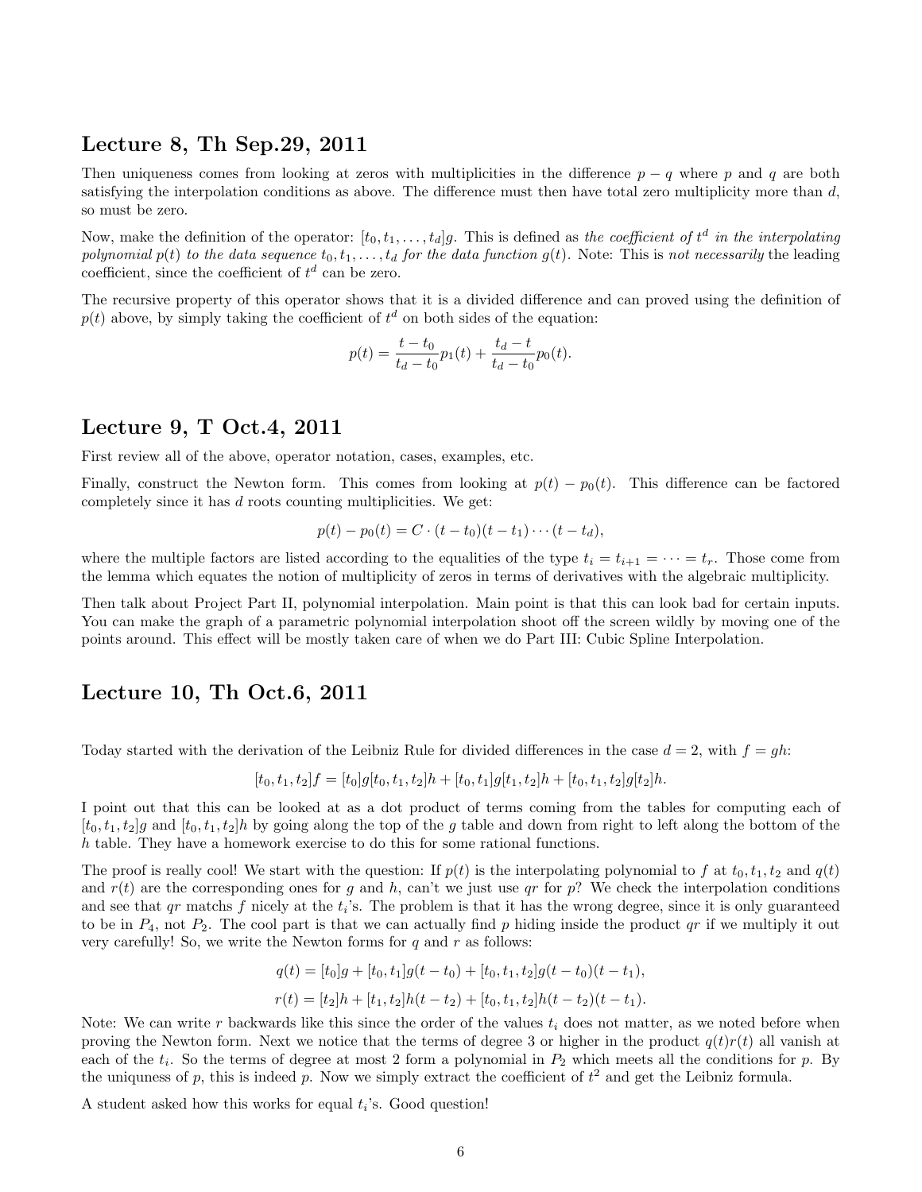## Lecture 8, Th Sep.29, 2011

Then uniqueness comes from looking at zeros with multiplicities in the difference $p - q$ where $p$ and $q$ are both satisfying the interpolation conditions as above. The difference must then have total zero multiplicity more than $d$, so must be zero.

Now, make the definition of the operator: $[t_0, t_1, \ldots, t_d]g$. This is defined as *the coefficient of $t^d$ in the interpolating polynomial $p(t)$ to the data sequence $t_0, t_1, \ldots, t_d$ for the data function $g(t)$.* Note: This is *not necessarily* the leading coefficient, since the coefficient of $t^d$ can be zero.

The recursive property of this operator shows that it is a divided difference and can proved using the definition of $p(t)$ above, by simply taking the coefficient of $t^d$ on both sides of the equation:

$$p(t) = \frac{t - t_0}{t_d - t_0} p_1(t) + \frac{t_d - t}{t_d - t_0} p_0(t).$$

## Lecture 9, T Oct.4, 2011

First review all of the above, operator notation, cases, examples, etc.

Finally, construct the Newton form. This comes from looking at $p(t) - p_0(t)$. This difference can be factored completely since it has $d$ roots counting multiplicities. We get:

$$p(t) - p_0(t) = C \cdot (t - t_0)(t - t_1) \cdots (t - t_d),$$

where the multiple factors are listed according to the equalities of the type $t_i = t_{i+1} = \cdots = t_r$. Those come from the lemma which equates the notion of multiplicity of zeros in terms of derivatives with the algebraic multiplicity.

Then talk about Project Part II, polynomial interpolation. Main point is that this can look bad for certain inputs. You can make the graph of a parametric polynomial interpolation shoot off the screen wildly by moving one of the points around. This effect will be mostly taken care of when we do Part III: Cubic Spline Interpolation.

## Lecture 10, Th Oct.6, 2011

Today started with the derivation of the Leibniz Rule for divided differences in the case $d = 2$, with $f = gh$:

$$[t_0, t_1, t_2]f = [t_0]g[t_0, t_1, t_2]h + [t_0, t_1]g[t_1, t_2]h + [t_0, t_1, t_2]g[t_2]h.$$

I point out that this can be looked at as a dot product of terms coming from the tables for computing each of $[t_0, t_1, t_2]g$ and $[t_0, t_1, t_2]h$ by going along the top of the $g$ table and down from right to left along the bottom of the $h$ table. They have a homework exercise to do this for some rational functions.

The proof is really cool! We start with the question: If $p(t)$ is the interpolating polynomial to $f$ at $t_0, t_1, t_2$ and $q(t)$ and $r(t)$ are the corresponding ones for $g$ and $h$, can't we just use $qr$ for $p$? We check the interpolation conditions and see that $qr$ matchs $f$ nicely at the $t_i$'s. The problem is that it has the wrong degree, since it is only guaranteed to be in $P_4$, not $P_2$. The cool part is that we can actually find $p$ hiding inside the product $qr$ if we multiply it out very carefully! So, we write the Newton forms for $q$ and $r$ as follows:

$$q(t) = [t_0]g + [t_0, t_1]g(t - t_0) + [t_0, t_1, t_2]g(t - t_0)(t - t_1),$$

$$r(t) = [t_2]h + [t_1, t_2]h(t - t_2) + [t_0, t_1, t_2]h(t - t_2)(t - t_1).$$

Note: We can write $r$ backwards like this since the order of the values $t_i$ does not matter, as we noted before when proving the Newton form. Next we notice that the terms of degree 3 or higher in the product $q(t)r(t)$ all vanish at each of the $t_i$. So the terms of degree at most 2 form a polynomial in $P_2$ which meets all the conditions for $p$. By the uniquness of $p$, this is indeed $p$. Now we simply extract the coefficient of $t^2$ and get the Leibniz formula.

A student asked how this works for equal $t_i$'s. Good question!